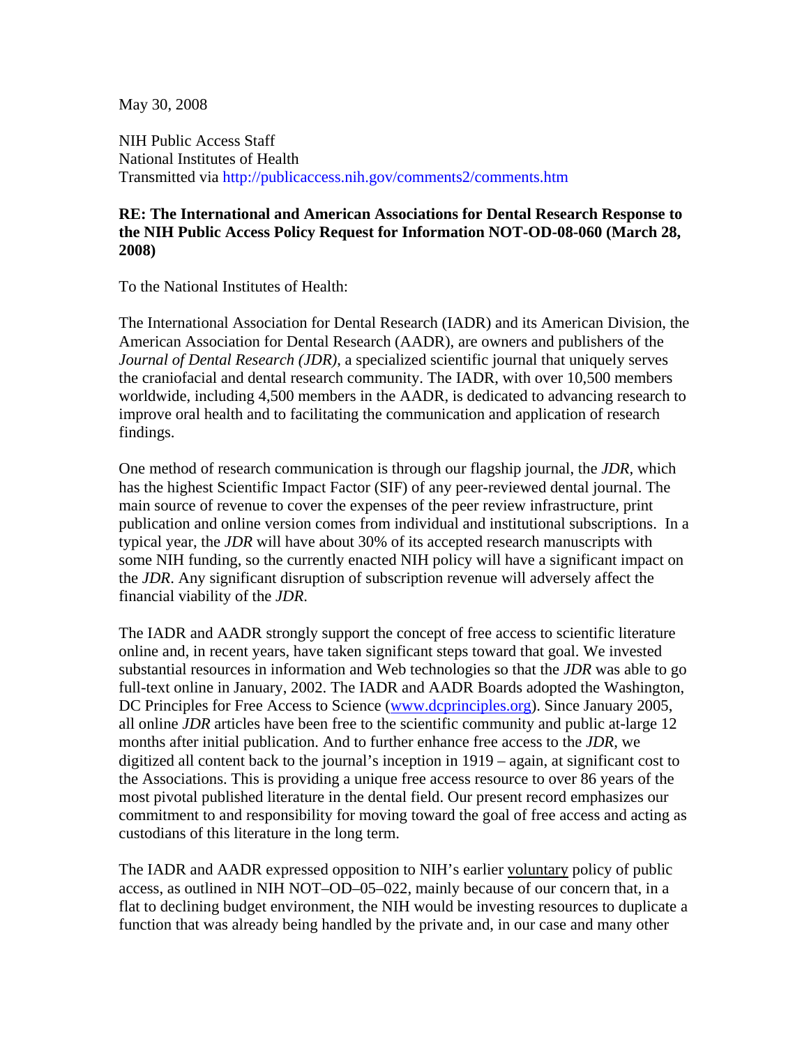May 30, 2008

NIH Public Access Staff
National Institutes of Health
Transmitted via http://publicaccess.nih.gov/comments2/comments.htm

**RE: The International and American Associations for Dental Research Response to the NIH Public Access Policy Request for Information NOT-OD-08-060 (March 28, 2008)**

To the National Institutes of Health:

The International Association for Dental Research (IADR) and its American Division, the American Association for Dental Research (AADR), are owners and publishers of the *Journal of Dental Research (JDR),* a specialized scientific journal that uniquely serves the craniofacial and dental research community. The IADR, with over 10,500 members worldwide, including 4,500 members in the AADR, is dedicated to advancing research to improve oral health and to facilitating the communication and application of research findings.

One method of research communication is through our flagship journal, the *JDR*, which has the highest Scientific Impact Factor (SIF) of any peer-reviewed dental journal. The main source of revenue to cover the expenses of the peer review infrastructure, print publication and online version comes from individual and institutional subscriptions. In a typical year, the *JDR* will have about 30% of its accepted research manuscripts with some NIH funding, so the currently enacted NIH policy will have a significant impact on the *JDR*. Any significant disruption of subscription revenue will adversely affect the financial viability of the *JDR.*

The IADR and AADR strongly support the concept of free access to scientific literature online and, in recent years, have taken significant steps toward that goal. We invested substantial resources in information and Web technologies so that the *JDR* was able to go full-text online in January, 2002. The IADR and AADR Boards adopted the Washington, DC Principles for Free Access to Science (www.dcprinciples.org). Since January 2005, all online *JDR* articles have been free to the scientific community and public at-large 12 months after initial publication. And to further enhance free access to the *JDR*, we digitized all content back to the journal's inception in 1919 – again, at significant cost to the Associations. This is providing a unique free access resource to over 86 years of the most pivotal published literature in the dental field. Our present record emphasizes our commitment to and responsibility for moving toward the goal of free access and acting as custodians of this literature in the long term.

The IADR and AADR expressed opposition to NIH's earlier voluntary policy of public access, as outlined in NIH NOT–OD–05–022, mainly because of our concern that, in a flat to declining budget environment, the NIH would be investing resources to duplicate a function that was already being handled by the private and, in our case and many other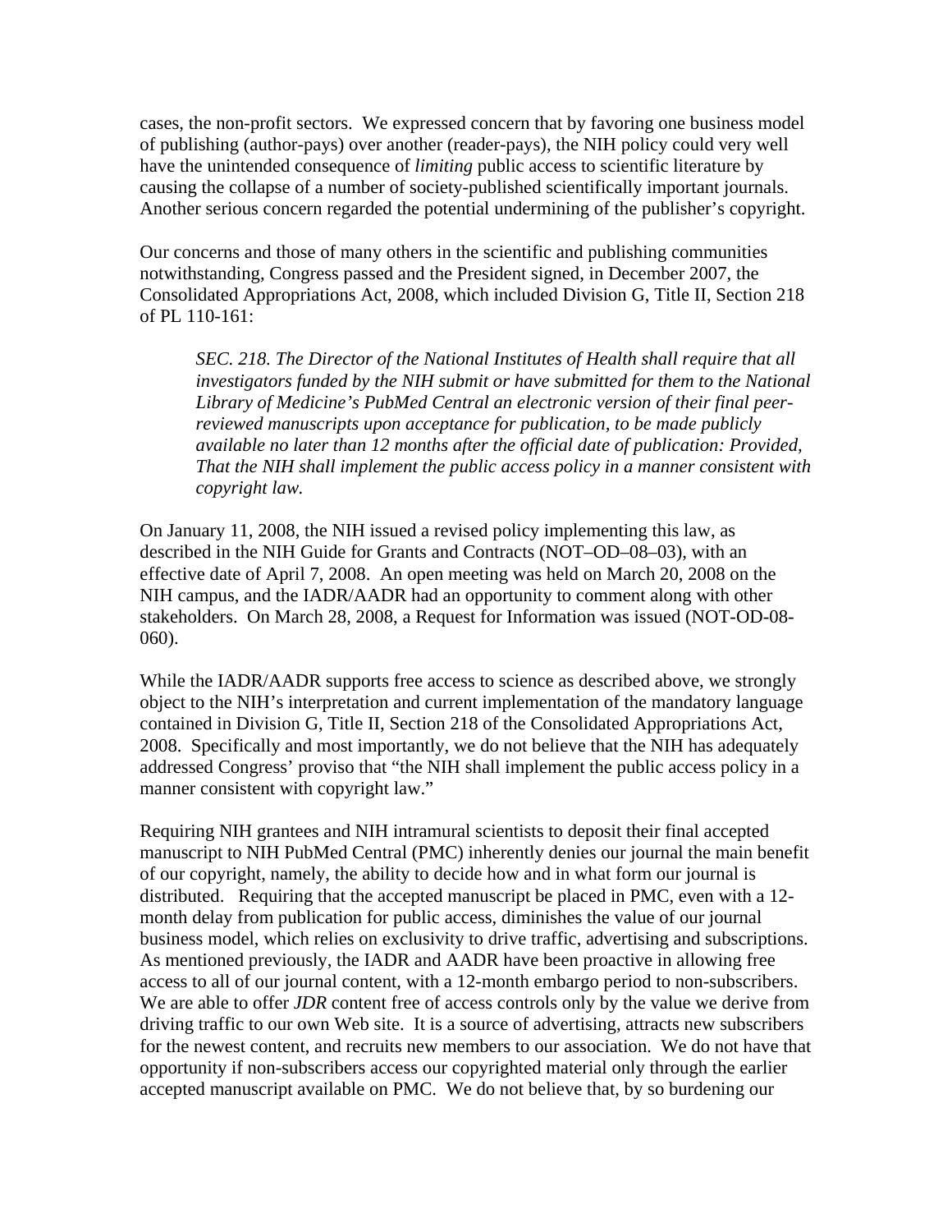cases, the non-profit sectors. We expressed concern that by favoring one business model of publishing (author-pays) over another (reader-pays), the NIH policy could very well have the unintended consequence of *limiting* public access to scientific literature by causing the collapse of a number of society-published scientifically important journals. Another serious concern regarded the potential undermining of the publisher's copyright.

Our concerns and those of many others in the scientific and publishing communities notwithstanding, Congress passed and the President signed, in December 2007, the Consolidated Appropriations Act, 2008, which included Division G, Title II, Section 218 of PL 110-161:

> *SEC. 218. The Director of the National Institutes of Health shall require that all investigators funded by the NIH submit or have submitted for them to the National Library of Medicine's PubMed Central an electronic version of their final peer-reviewed manuscripts upon acceptance for publication, to be made publicly available no later than 12 months after the official date of publication: Provided, That the NIH shall implement the public access policy in a manner consistent with copyright law.*

On January 11, 2008, the NIH issued a revised policy implementing this law, as described in the NIH Guide for Grants and Contracts (NOT–OD–08–03), with an effective date of April 7, 2008. An open meeting was held on March 20, 2008 on the NIH campus, and the IADR/AADR had an opportunity to comment along with other stakeholders. On March 28, 2008, a Request for Information was issued (NOT-OD-08-060).

While the IADR/AADR supports free access to science as described above, we strongly object to the NIH's interpretation and current implementation of the mandatory language contained in Division G, Title II, Section 218 of the Consolidated Appropriations Act, 2008. Specifically and most importantly, we do not believe that the NIH has adequately addressed Congress' proviso that "the NIH shall implement the public access policy in a manner consistent with copyright law."

Requiring NIH grantees and NIH intramural scientists to deposit their final accepted manuscript to NIH PubMed Central (PMC) inherently denies our journal the main benefit of our copyright, namely, the ability to decide how and in what form our journal is distributed. Requiring that the accepted manuscript be placed in PMC, even with a 12-month delay from publication for public access, diminishes the value of our journal business model, which relies on exclusivity to drive traffic, advertising and subscriptions. As mentioned previously, the IADR and AADR have been proactive in allowing free access to all of our journal content, with a 12-month embargo period to non-subscribers. We are able to offer *JDR* content free of access controls only by the value we derive from driving traffic to our own Web site. It is a source of advertising, attracts new subscribers for the newest content, and recruits new members to our association. We do not have that opportunity if non-subscribers access our copyrighted material only through the earlier accepted manuscript available on PMC. We do not believe that, by so burdening our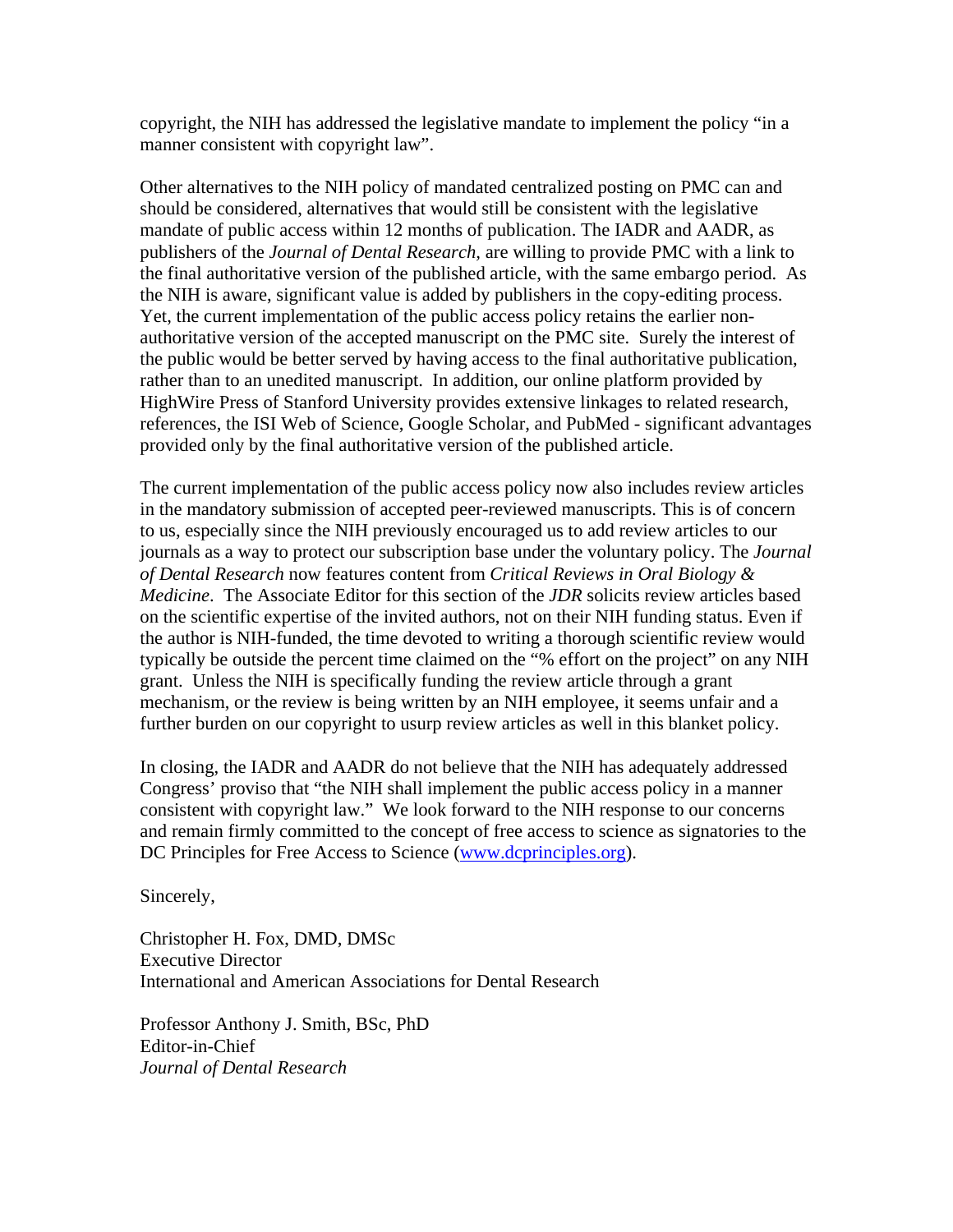copyright, the NIH has addressed the legislative mandate to implement the policy "in a manner consistent with copyright law".

Other alternatives to the NIH policy of mandated centralized posting on PMC can and should be considered, alternatives that would still be consistent with the legislative mandate of public access within 12 months of publication. The IADR and AADR, as publishers of the *Journal of Dental Research,* are willing to provide PMC with a link to the final authoritative version of the published article, with the same embargo period. As the NIH is aware, significant value is added by publishers in the copy-editing process. Yet, the current implementation of the public access policy retains the earlier non-authoritative version of the accepted manuscript on the PMC site. Surely the interest of the public would be better served by having access to the final authoritative publication, rather than to an unedited manuscript. In addition, our online platform provided by HighWire Press of Stanford University provides extensive linkages to related research, references, the ISI Web of Science, Google Scholar, and PubMed - significant advantages provided only by the final authoritative version of the published article.

The current implementation of the public access policy now also includes review articles in the mandatory submission of accepted peer-reviewed manuscripts. This is of concern to us, especially since the NIH previously encouraged us to add review articles to our journals as a way to protect our subscription base under the voluntary policy. The *Journal of Dental Research* now features content from *Critical Reviews in Oral Biology & Medicine*. The Associate Editor for this section of the *JDR* solicits review articles based on the scientific expertise of the invited authors, not on their NIH funding status. Even if the author is NIH-funded, the time devoted to writing a thorough scientific review would typically be outside the percent time claimed on the "% effort on the project" on any NIH grant. Unless the NIH is specifically funding the review article through a grant mechanism, or the review is being written by an NIH employee, it seems unfair and a further burden on our copyright to usurp review articles as well in this blanket policy.

In closing, the IADR and AADR do not believe that the NIH has adequately addressed Congress' proviso that "the NIH shall implement the public access policy in a manner consistent with copyright law." We look forward to the NIH response to our concerns and remain firmly committed to the concept of free access to science as signatories to the DC Principles for Free Access to Science (www.dcprinciples.org).

Sincerely,

Christopher H. Fox, DMD, DMSc
Executive Director
International and American Associations for Dental Research

Professor Anthony J. Smith, BSc, PhD
Editor-in-Chief
*Journal of Dental Research*